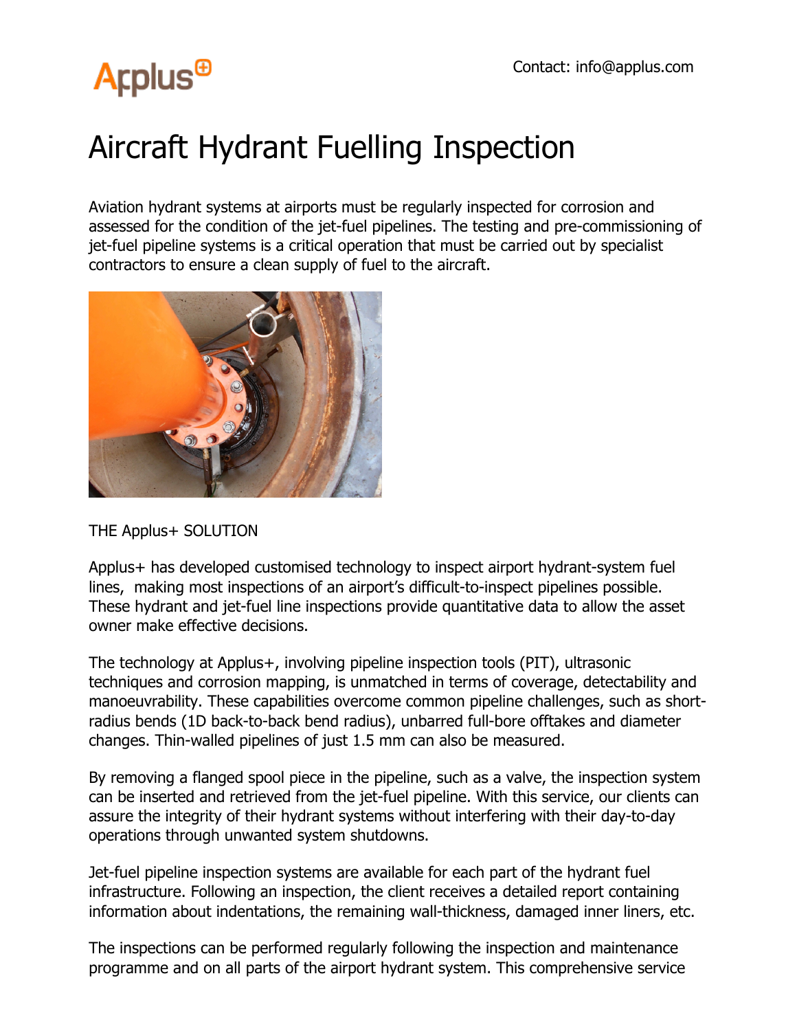Contact: info@applus.com

# Aircraft Hydrant Fuelling Inspection

Aviation hydrant systems at airports must be regularly inspected for corrosion and assessed for the condition of the jet-fuel pipelines. The testing and pre-commissioning of jet-fuel pipeline systems is a critical operation that must be carried out by specialist contractors to ensure a clean supply of fuel to the aircraft.

## THE Applus+ SOLUTION

Applus+ has developed customised technology to inspect airport hydrant-system fuel lines, making most inspections of an airport's difficult-to-inspect pipelines possible. These hydrant and jet-fuel line inspections provide quantitative data to allow the asset owner make effective decisions.

The technology at Applus+, involving pipeline inspection tools (PIT), ultrasonic techniques and corrosion mapping, is unmatched in terms of coverage, detectability and manoeuvrability. These capabilities overcome common pipeline challenges, such as short-radius bends (1D back-to-back bend radius), unbarred full-bore offtakes and diameter changes. Thin-walled pipelines of just 1.5 mm can also be measured.

By removing a flanged spool piece in the pipeline, such as a valve, the inspection system can be inserted and retrieved from the jet-fuel pipeline. With this service, our clients can assure the integrity of their hydrant systems without interfering with their day-to-day operations through unwanted system shutdowns.

Jet-fuel pipeline inspection systems are available for each part of the hydrant fuel infrastructure. Following an inspection, the client receives a detailed report containing information about indentations, the remaining wall-thickness, damaged inner liners, etc.

The inspections can be performed regularly following the inspection and maintenance programme and on all parts of the airport hydrant system. This comprehensive service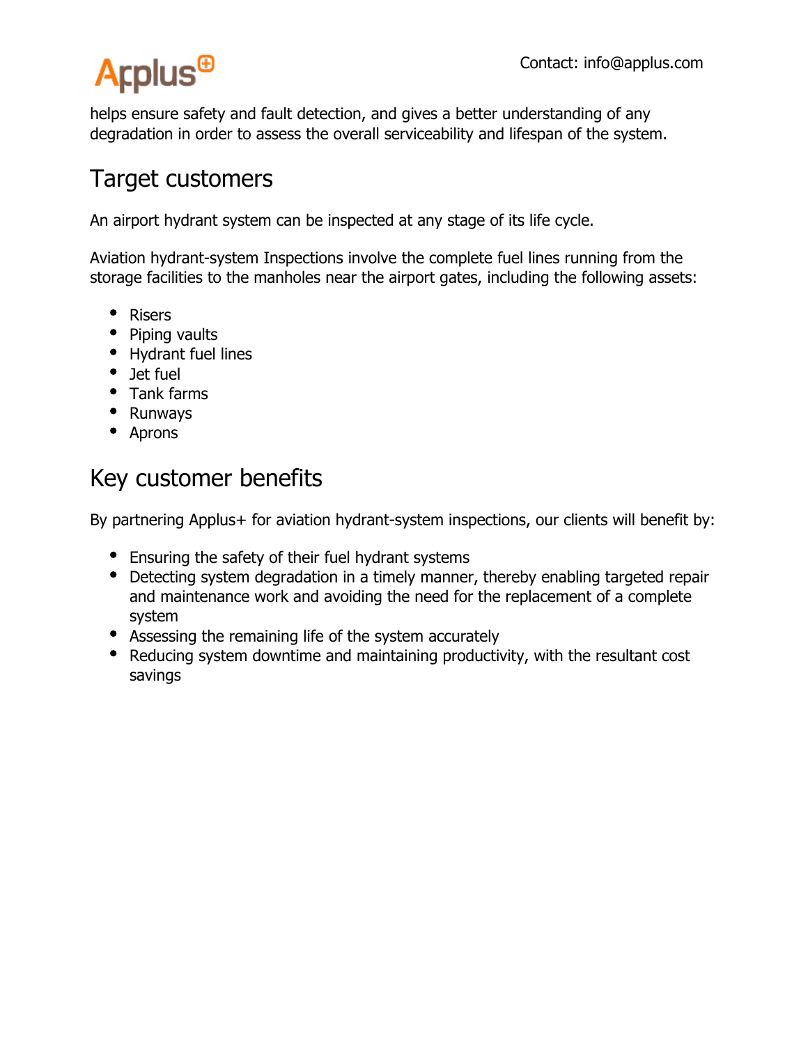helps ensure safety and fault detection, and gives a better understanding of any degradation in order to assess the overall serviceability and lifespan of the system.

## Target customers

An airport hydrant system can be inspected at any stage of its life cycle.

Aviation hydrant-system Inspections involve the complete fuel lines running from the storage facilities to the manholes near the airport gates, including the following assets:

- Risers
- Piping vaults
- Hydrant fuel lines
- Jet fuel
- Tank farms
- Runways
- Aprons

## Key customer benefits

By partnering Applus+ for aviation hydrant-system inspections, our clients will benefit by:

- Ensuring the safety of their fuel hydrant systems
- Detecting system degradation in a timely manner, thereby enabling targeted repair and maintenance work and avoiding the need for the replacement of a complete system
- Assessing the remaining life of the system accurately
- Reducing system downtime and maintaining productivity, with the resultant cost savings